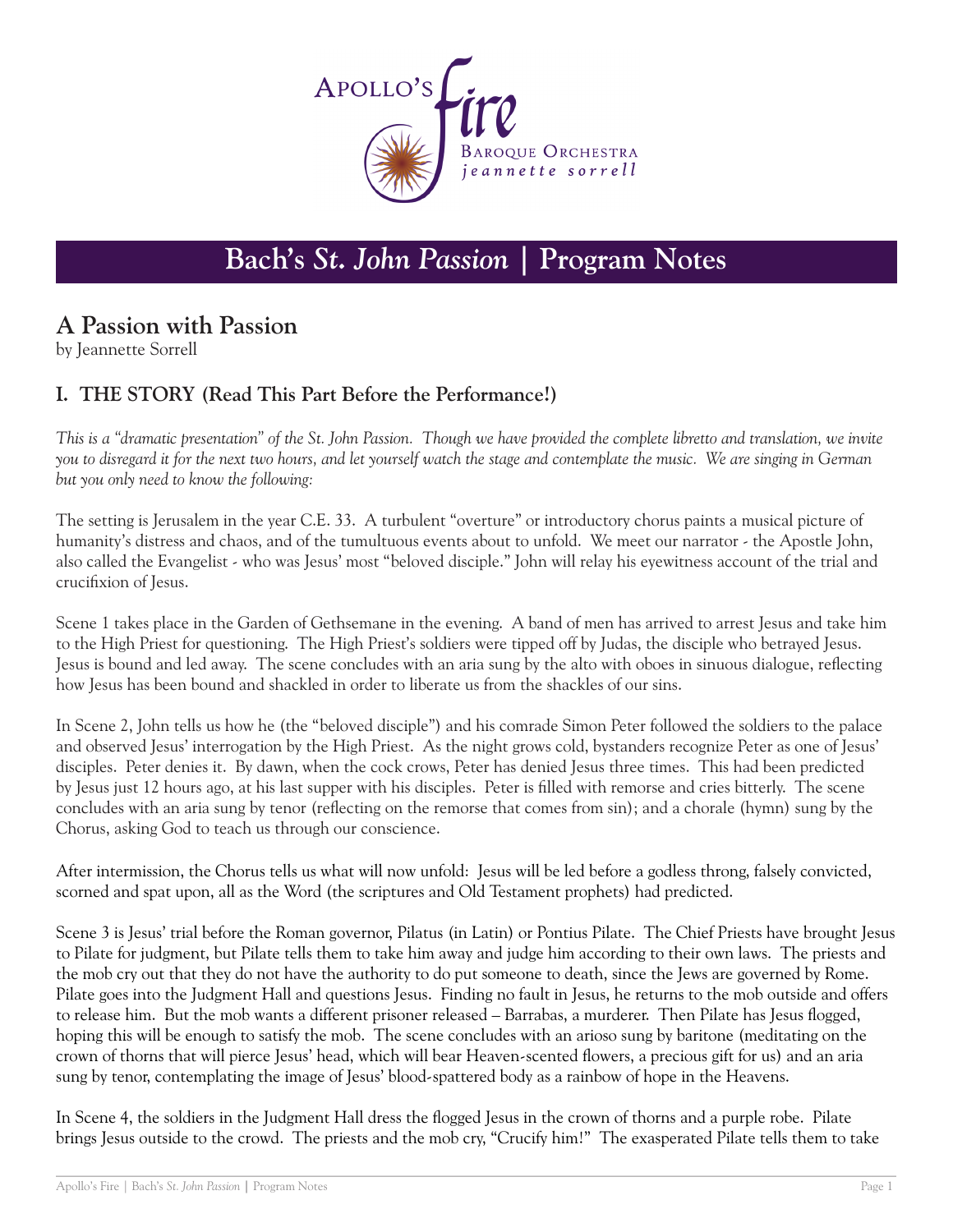# Bach's *St. John Passion* | Program Notes

## A Passion with Passion

by Jeannette Sorrell

### I. THE STORY (Read This Part Before the Performance!)

*This is a "dramatic presentation" of the St. John Passion. Though we have provided the complete libretto and translation, we invite you to disregard it for the next two hours, and let yourself watch the stage and contemplate the music. We are singing in German but you only need to know the following:*

The setting is Jerusalem in the year C.E. 33. A turbulent "overture" or introductory chorus paints a musical picture of humanity's distress and chaos, and of the tumultuous events about to unfold. We meet our narrator - the Apostle John, also called the Evangelist - who was Jesus' most "beloved disciple." John will relay his eyewitness account of the trial and crucifixion of Jesus.

Scene 1 takes place in the Garden of Gethsemane in the evening. A band of men has arrived to arrest Jesus and take him to the High Priest for questioning. The High Priest's soldiers were tipped off by Judas, the disciple who betrayed Jesus. Jesus is bound and led away. The scene concludes with an aria sung by the alto with oboes in sinuous dialogue, reflecting how Jesus has been bound and shackled in order to liberate us from the shackles of our sins.

In Scene 2, John tells us how he (the "beloved disciple") and his comrade Simon Peter followed the soldiers to the palace and observed Jesus' interrogation by the High Priest. As the night grows cold, bystanders recognize Peter as one of Jesus' disciples. Peter denies it. By dawn, when the cock crows, Peter has denied Jesus three times. This had been predicted by Jesus just 12 hours ago, at his last supper with his disciples. Peter is filled with remorse and cries bitterly. The scene concludes with an aria sung by tenor (reflecting on the remorse that comes from sin); and a chorale (hymn) sung by the Chorus, asking God to teach us through our conscience.

After intermission, the Chorus tells us what will now unfold: Jesus will be led before a godless throng, falsely convicted, scorned and spat upon, all as the Word (the scriptures and Old Testament prophets) had predicted.

Scene 3 is Jesus' trial before the Roman governor, Pilatus (in Latin) or Pontius Pilate. The Chief Priests have brought Jesus to Pilate for judgment, but Pilate tells them to take him away and judge him according to their own laws. The priests and the mob cry out that they do not have the authority to do put someone to death, since the Jews are governed by Rome. Pilate goes into the Judgment Hall and questions Jesus. Finding no fault in Jesus, he returns to the mob outside and offers to release him. But the mob wants a different prisoner released – Barrabas, a murderer. Then Pilate has Jesus flogged, hoping this will be enough to satisfy the mob. The scene concludes with an arioso sung by baritone (meditating on the crown of thorns that will pierce Jesus' head, which will bear Heaven-scented flowers, a precious gift for us) and an aria sung by tenor, contemplating the image of Jesus' blood-spattered body as a rainbow of hope in the Heavens.

In Scene 4, the soldiers in the Judgment Hall dress the flogged Jesus in the crown of thorns and a purple robe. Pilate brings Jesus outside to the crowd. The priests and the mob cry, "Crucify him!" The exasperated Pilate tells them to take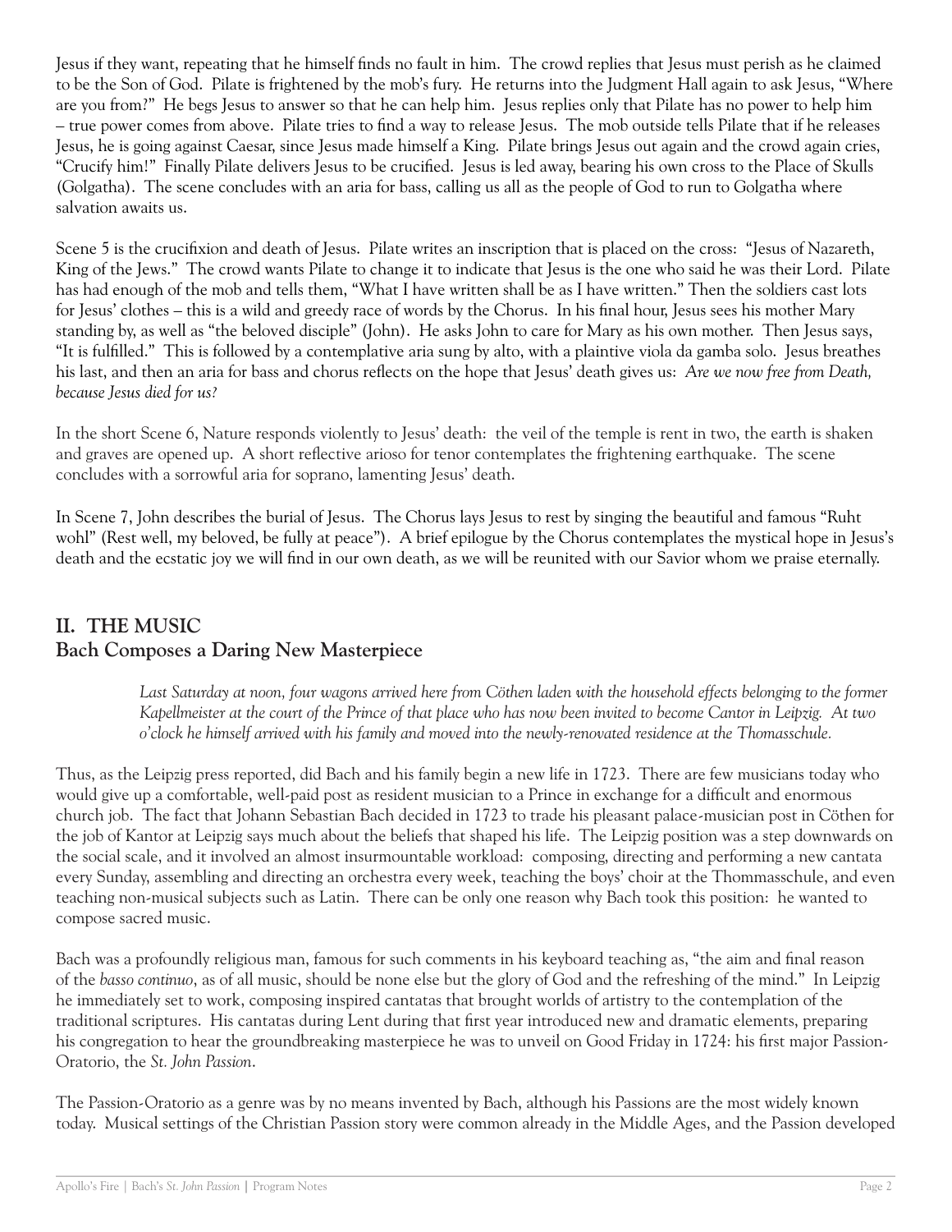Jesus if they want, repeating that he himself finds no fault in him. The crowd replies that Jesus must perish as he claimed to be the Son of God. Pilate is frightened by the mob's fury. He returns into the Judgment Hall again to ask Jesus, "Where are you from?" He begs Jesus to answer so that he can help him. Jesus replies only that Pilate has no power to help him – true power comes from above. Pilate tries to find a way to release Jesus. The mob outside tells Pilate that if he releases Jesus, he is going against Caesar, since Jesus made himself a King. Pilate brings Jesus out again and the crowd again cries, "Crucify him!" Finally Pilate delivers Jesus to be crucified. Jesus is led away, bearing his own cross to the Place of Skulls (Golgatha). The scene concludes with an aria for bass, calling us all as the people of God to run to Golgatha where salvation awaits us.

Scene 5 is the crucifixion and death of Jesus. Pilate writes an inscription that is placed on the cross: "Jesus of Nazareth, King of the Jews." The crowd wants Pilate to change it to indicate that Jesus is the one who said he was their Lord. Pilate has had enough of the mob and tells them, "What I have written shall be as I have written." Then the soldiers cast lots for Jesus' clothes – this is a wild and greedy race of words by the Chorus. In his final hour, Jesus sees his mother Mary standing by, as well as "the beloved disciple" (John). He asks John to care for Mary as his own mother. Then Jesus says, "It is fulfilled." This is followed by a contemplative aria sung by alto, with a plaintive viola da gamba solo. Jesus breathes his last, and then an aria for bass and chorus reflects on the hope that Jesus' death gives us: *Are we now free from Death, because Jesus died for us?*

In the short Scene 6, Nature responds violently to Jesus' death: the veil of the temple is rent in two, the earth is shaken and graves are opened up. A short reflective arioso for tenor contemplates the frightening earthquake. The scene concludes with a sorrowful aria for soprano, lamenting Jesus' death.

In Scene 7, John describes the burial of Jesus. The Chorus lays Jesus to rest by singing the beautiful and famous "Ruht wohl" (Rest well, my beloved, be fully at peace"). A brief epilogue by the Chorus contemplates the mystical hope in Jesus's death and the ecstatic joy we will find in our own death, as we will be reunited with our Savior whom we praise eternally.

## II. THE MUSIC
### Bach Composes a Daring New Masterpiece

> *Last Saturday at noon, four wagons arrived here from Cöthen laden with the household effects belonging to the former Kapellmeister at the court of the Prince of that place who has now been invited to become Cantor in Leipzig. At two o'clock he himself arrived with his family and moved into the newly-renovated residence at the Thomasschule.*

Thus, as the Leipzig press reported, did Bach and his family begin a new life in 1723. There are few musicians today who would give up a comfortable, well-paid post as resident musician to a Prince in exchange for a difficult and enormous church job. The fact that Johann Sebastian Bach decided in 1723 to trade his pleasant palace-musician post in Cöthen for the job of Kantor at Leipzig says much about the beliefs that shaped his life. The Leipzig position was a step downwards on the social scale, and it involved an almost insurmountable workload: composing, directing and performing a new cantata every Sunday, assembling and directing an orchestra every week, teaching the boys' choir at the Thommasschule, and even teaching non-musical subjects such as Latin. There can be only one reason why Bach took this position: he wanted to compose sacred music.

Bach was a profoundly religious man, famous for such comments in his keyboard teaching as, "the aim and final reason of the *basso continuo*, as of all music, should be none else but the glory of God and the refreshing of the mind." In Leipzig he immediately set to work, composing inspired cantatas that brought worlds of artistry to the contemplation of the traditional scriptures. His cantatas during Lent during that first year introduced new and dramatic elements, preparing his congregation to hear the groundbreaking masterpiece he was to unveil on Good Friday in 1724: his first major Passion-Oratorio, the *St. John Passion*.

The Passion-Oratorio as a genre was by no means invented by Bach, although his Passions are the most widely known today. Musical settings of the Christian Passion story were common already in the Middle Ages, and the Passion developed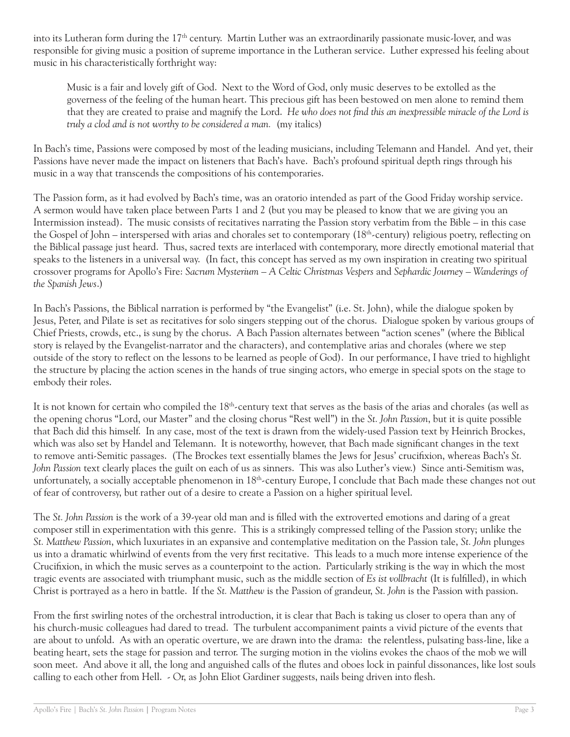into its Lutheran form during the 17th century. Martin Luther was an extraordinarily passionate music-lover, and was responsible for giving music a position of supreme importance in the Lutheran service. Luther expressed his feeling about music in his characteristically forthright way:

> Music is a fair and lovely gift of God. Next to the Word of God, only music deserves to be extolled as the governess of the feeling of the human heart. This precious gift has been bestowed on men alone to remind them that they are created to praise and magnify the Lord. *He who does not find this an inexpressible miracle of the Lord is truly a clod and is not worthy to be considered a man.* (my italics)

In Bach's time, Passions were composed by most of the leading musicians, including Telemann and Handel. And yet, their Passions have never made the impact on listeners that Bach's have. Bach's profound spiritual depth rings through his music in a way that transcends the compositions of his contemporaries.

The Passion form, as it had evolved by Bach's time, was an oratorio intended as part of the Good Friday worship service. A sermon would have taken place between Parts 1 and 2 (but you may be pleased to know that we are giving you an Intermission instead). The music consists of recitatives narrating the Passion story verbatim from the Bible – in this case the Gospel of John – interspersed with arias and chorales set to contemporary (18th-century) religious poetry, reflecting on the Biblical passage just heard. Thus, sacred texts are interlaced with contemporary, more directly emotional material that speaks to the listeners in a universal way. (In fact, this concept has served as my own inspiration in creating two spiritual crossover programs for Apollo's Fire: *Sacrum Mysterium – A Celtic Christmas Vespers* and *Sephardic Journey – Wanderings of the Spanish Jews*.)

In Bach's Passions, the Biblical narration is performed by "the Evangelist" (i.e. St. John), while the dialogue spoken by Jesus, Peter, and Pilate is set as recitatives for solo singers stepping out of the chorus. Dialogue spoken by various groups of Chief Priests, crowds, etc., is sung by the chorus. A Bach Passion alternates between "action scenes" (where the Biblical story is relayed by the Evangelist-narrator and the characters), and contemplative arias and chorales (where we step outside of the story to reflect on the lessons to be learned as people of God). In our performance, I have tried to highlight the structure by placing the action scenes in the hands of true singing actors, who emerge in special spots on the stage to embody their roles.

It is not known for certain who compiled the 18th-century text that serves as the basis of the arias and chorales (as well as the opening chorus "Lord, our Master" and the closing chorus "Rest well") in the *St. John Passion*, but it is quite possible that Bach did this himself. In any case, most of the text is drawn from the widely-used Passion text by Heinrich Brockes, which was also set by Handel and Telemann. It is noteworthy, however, that Bach made significant changes in the text to remove anti-Semitic passages. (The Brockes text essentially blames the Jews for Jesus' crucifixion, whereas Bach's *St. John Passion* text clearly places the guilt on each of us as sinners. This was also Luther's view.) Since anti-Semitism was, unfortunately, a socially acceptable phenomenon in 18th-century Europe, I conclude that Bach made these changes not out of fear of controversy, but rather out of a desire to create a Passion on a higher spiritual level.

The *St. John Passion* is the work of a 39-year old man and is filled with the extroverted emotions and daring of a great composer still in experimentation with this genre. This is a strikingly compressed telling of the Passion story; unlike the *St. Matthew Passion*, which luxuriates in an expansive and contemplative meditation on the Passion tale, *St. John* plunges us into a dramatic whirlwind of events from the very first recitative. This leads to a much more intense experience of the Crucifixion, in which the music serves as a counterpoint to the action. Particularly striking is the way in which the most tragic events are associated with triumphant music, such as the middle section of *Es ist vollbracht* (It is fulfilled), in which Christ is portrayed as a hero in battle. If the *St. Matthew* is the Passion of grandeur, *St. John* is the Passion with passion.

From the first swirling notes of the orchestral introduction, it is clear that Bach is taking us closer to opera than any of his church-music colleagues had dared to tread. The turbulent accompaniment paints a vivid picture of the events that are about to unfold. As with an operatic overture, we are drawn into the drama: the relentless, pulsating bass-line, like a beating heart, sets the stage for passion and terror. The surging motion in the violins evokes the chaos of the mob we will soon meet. And above it all, the long and anguished calls of the flutes and oboes lock in painful dissonances, like lost souls calling to each other from Hell. - Or, as John Eliot Gardiner suggests, nails being driven into flesh.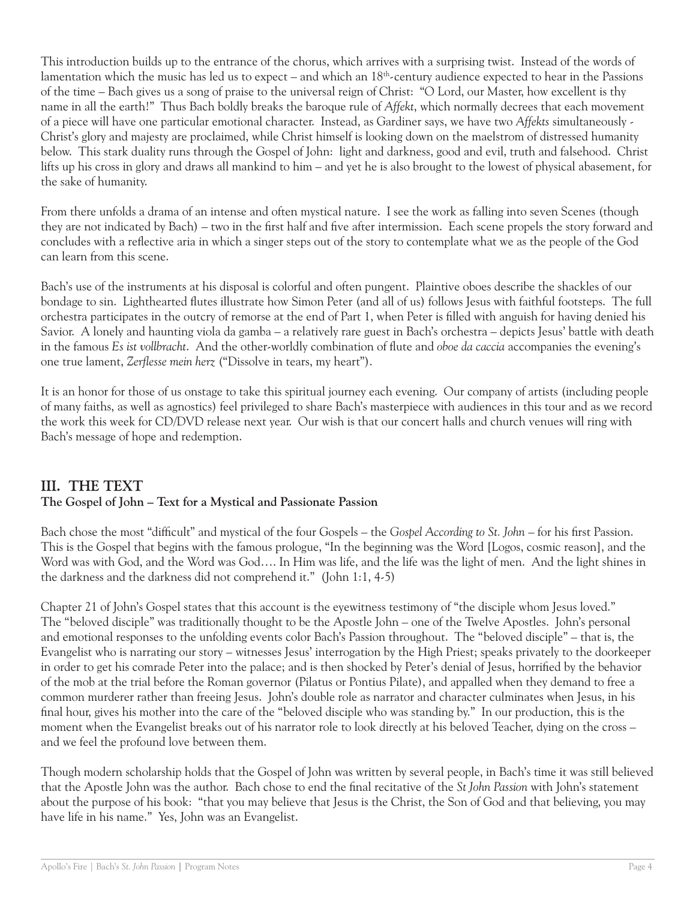This introduction builds up to the entrance of the chorus, which arrives with a surprising twist. Instead of the words of lamentation which the music has led us to expect – and which an 18th-century audience expected to hear in the Passions of the time – Bach gives us a song of praise to the universal reign of Christ: "O Lord, our Master, how excellent is thy name in all the earth!" Thus Bach boldly breaks the baroque rule of *Affekt*, which normally decrees that each movement of a piece will have one particular emotional character. Instead, as Gardiner says, we have two *Affekts* simultaneously - Christ's glory and majesty are proclaimed, while Christ himself is looking down on the maelstrom of distressed humanity below. This stark duality runs through the Gospel of John: light and darkness, good and evil, truth and falsehood. Christ lifts up his cross in glory and draws all mankind to him – and yet he is also brought to the lowest of physical abasement, for the sake of humanity.

From there unfolds a drama of an intense and often mystical nature. I see the work as falling into seven Scenes (though they are not indicated by Bach) – two in the first half and five after intermission. Each scene propels the story forward and concludes with a reflective aria in which a singer steps out of the story to contemplate what we as the people of the God can learn from this scene.

Bach's use of the instruments at his disposal is colorful and often pungent. Plaintive oboes describe the shackles of our bondage to sin. Lighthearted flutes illustrate how Simon Peter (and all of us) follows Jesus with faithful footsteps. The full orchestra participates in the outcry of remorse at the end of Part 1, when Peter is filled with anguish for having denied his Savior. A lonely and haunting viola da gamba – a relatively rare guest in Bach's orchestra – depicts Jesus' battle with death in the famous *Es ist vollbracht*. And the other-worldly combination of flute and *oboe da caccia* accompanies the evening's one true lament, *Zerflesse mein herz* ("Dissolve in tears, my heart").

It is an honor for those of us onstage to take this spiritual journey each evening. Our company of artists (including people of many faiths, as well as agnostics) feel privileged to share Bach's masterpiece with audiences in this tour and as we record the work this week for CD/DVD release next year. Our wish is that our concert halls and church venues will ring with Bach's message of hope and redemption.

## III. THE TEXT

**The Gospel of John – Text for a Mystical and Passionate Passion**

Bach chose the most "difficult" and mystical of the four Gospels – the *Gospel According to St. John* – for his first Passion. This is the Gospel that begins with the famous prologue, "In the beginning was the Word [Logos, cosmic reason], and the Word was with God, and the Word was God…. In Him was life, and the life was the light of men. And the light shines in the darkness and the darkness did not comprehend it." (John 1:1, 4-5)

Chapter 21 of John's Gospel states that this account is the eyewitness testimony of "the disciple whom Jesus loved." The "beloved disciple" was traditionally thought to be the Apostle John – one of the Twelve Apostles. John's personal and emotional responses to the unfolding events color Bach's Passion throughout. The "beloved disciple" – that is, the Evangelist who is narrating our story – witnesses Jesus' interrogation by the High Priest; speaks privately to the doorkeeper in order to get his comrade Peter into the palace; and is then shocked by Peter's denial of Jesus, horrified by the behavior of the mob at the trial before the Roman governor (Pilatus or Pontius Pilate), and appalled when they demand to free a common murderer rather than freeing Jesus. John's double role as narrator and character culminates when Jesus, in his final hour, gives his mother into the care of the "beloved disciple who was standing by." In our production, this is the moment when the Evangelist breaks out of his narrator role to look directly at his beloved Teacher, dying on the cross – and we feel the profound love between them.

Though modern scholarship holds that the Gospel of John was written by several people, in Bach's time it was still believed that the Apostle John was the author. Bach chose to end the final recitative of the *St John Passion* with John's statement about the purpose of his book: "that you may believe that Jesus is the Christ, the Son of God and that believing, you may have life in his name." Yes, John was an Evangelist.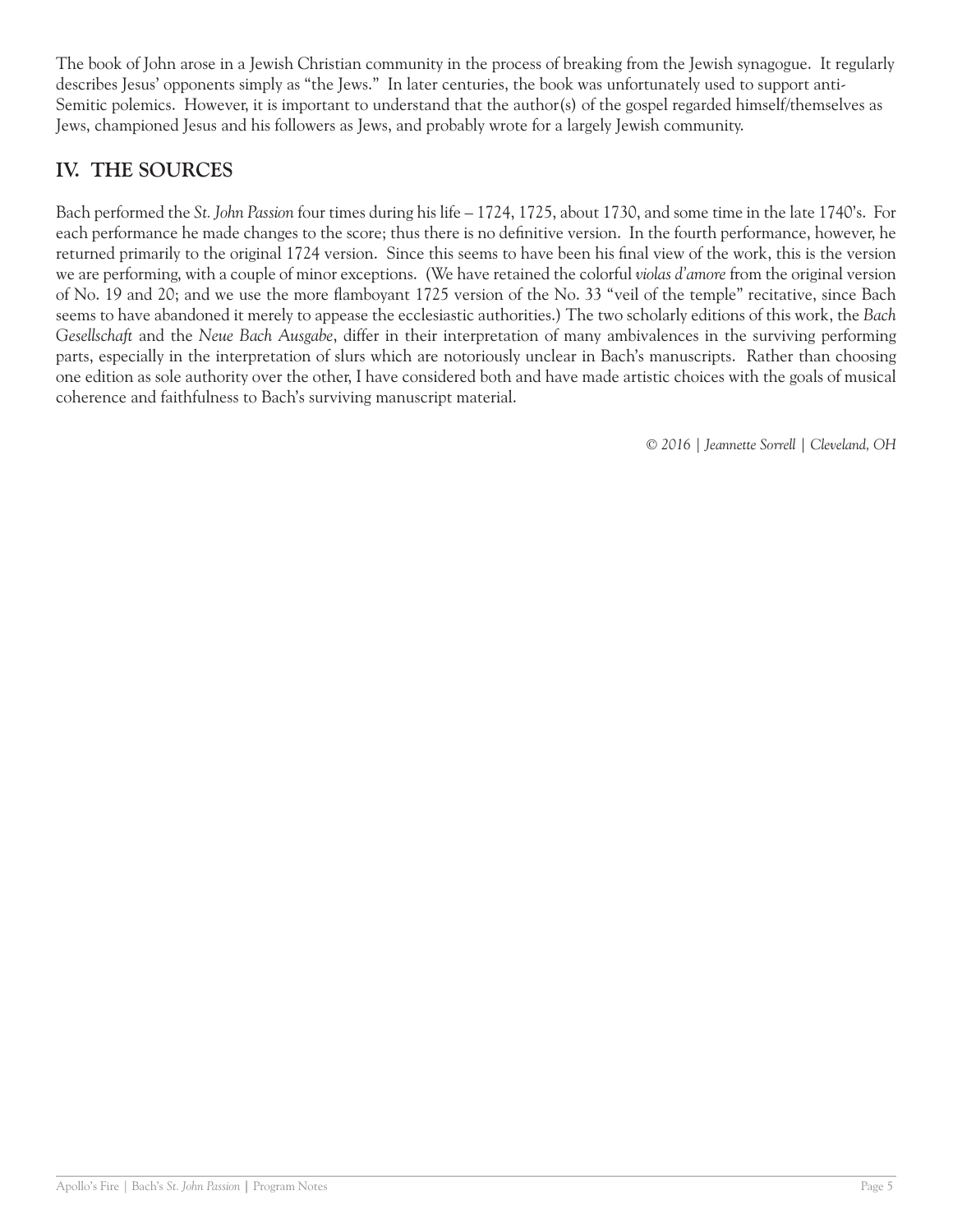The book of John arose in a Jewish Christian community in the process of breaking from the Jewish synagogue. It regularly describes Jesus' opponents simply as "the Jews." In later centuries, the book was unfortunately used to support anti-Semitic polemics. However, it is important to understand that the author(s) of the gospel regarded himself/themselves as Jews, championed Jesus and his followers as Jews, and probably wrote for a largely Jewish community.

## IV. THE SOURCES

Bach performed the *St. John Passion* four times during his life – 1724, 1725, about 1730, and some time in the late 1740's. For each performance he made changes to the score; thus there is no definitive version. In the fourth performance, however, he returned primarily to the original 1724 version. Since this seems to have been his final view of the work, this is the version we are performing, with a couple of minor exceptions. (We have retained the colorful *violas d'amore* from the original version of No. 19 and 20; and we use the more flamboyant 1725 version of the No. 33 "veil of the temple" recitative, since Bach seems to have abandoned it merely to appease the ecclesiastic authorities.) The two scholarly editions of this work, the *Bach Gesellschaft* and the *Neue Bach Ausgabe*, differ in their interpretation of many ambivalences in the surviving performing parts, especially in the interpretation of slurs which are notoriously unclear in Bach's manuscripts. Rather than choosing one edition as sole authority over the other, I have considered both and have made artistic choices with the goals of musical coherence and faithfulness to Bach's surviving manuscript material.

*© 2016 | Jeannette Sorrell | Cleveland, OH*